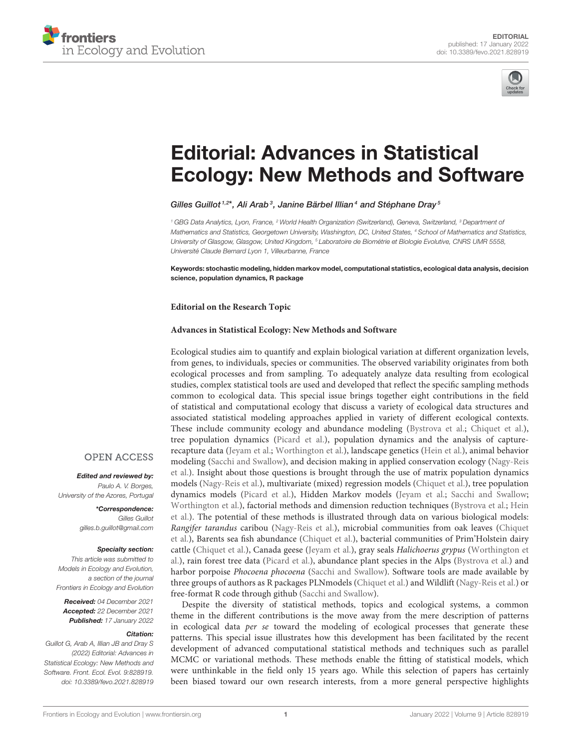EDITORIAL
published: 17 January 2022
doi: 10.3389/fevo.2021.828919

# Editorial: Advances in Statistical Ecology: New Methods and Software

Gilles Guillot[1,2]*, Ali Arab[3], Janine Bärbel Illian[4] and Stéphane Dray[5]

[1] GBG Data Analytics, Lyon, France, [2] World Health Organization (Switzerland), Geneva, Switzerland, [3] Department of Mathematics and Statistics, Georgetown University, Washington, DC, United States, [4] School of Mathematics and Statistics, University of Glasgow, Glasgow, United Kingdom, [5] Laboratoire de Biométrie et Biologie Evolutive, CNRS UMR 5558, Université Claude Bernard Lyon 1, Villeurbanne, France

**Keywords: stochastic modeling, hidden markov model, computational statistics, ecological data analysis, decision science, population dynamics, R package**

**Editorial on the Research Topic**

**Advances in Statistical Ecology: New Methods and Software**

Ecological studies aim to quantify and explain biological variation at different organization levels, from genes, to individuals, species or communities. The observed variability originates from both ecological processes and from sampling. To adequately analyze data resulting from ecological studies, complex statistical tools are used and developed that reflect the specific sampling methods common to ecological data. This special issue brings together eight contributions in the field of statistical and computational ecology that discuss a variety of ecological data structures and associated statistical modeling approaches applied in variety of different ecological contexts. These include community ecology and abundance modeling (Bystrova et al.; Chiquet et al.), tree population dynamics (Picard et al.), population dynamics and the analysis of capture-recapture data (Jeyam et al.; Worthington et al.), landscape genetics (Hein et al.), animal behavior modeling (Sacchi and Swallow), and decision making in applied conservation ecology (Nagy-Reis et al.). Insight about those questions is brought through the use of matrix population dynamics models (Nagy-Reis et al.), multivariate (mixed) regression models (Chiquet et al.), tree population dynamics models (Picard et al.), Hidden Markov models (Jeyam et al.; Sacchi and Swallow; Worthington et al.), factorial methods and dimension reduction techniques (Bystrova et al.; Hein et al.). The potential of these methods is illustrated through data on various biological models: *Rangifer tarandus* caribou (Nagy-Reis et al.), microbial communities from oak leaves (Chiquet et al.), Barents sea fish abundance (Chiquet et al.), bacterial communities of Prim'Holstein dairy cattle (Chiquet et al.), Canada geese (Jeyam et al.), gray seals *Halichoerus grypus* (Worthington et al.), rain forest tree data (Picard et al.), abundance plant species in the Alps (Bystrova et al.) and harbor porpoise *Phocoena phocoena* (Sacchi and Swallow). Software tools are made available by three groups of authors as R packages PLNmodels (Chiquet et al.) and Wildlift (Nagy-Reis et al.) or free-format R code through github (Sacchi and Swallow).

Despite the diversity of statistical methods, topics and ecological systems, a common theme in the different contributions is the move away from the mere description of patterns in ecological data *per se* toward the modeling of ecological processes that generate these patterns. This special issue illustrates how this development has been facilitated by the recent development of advanced computational statistical methods and techniques such as parallel MCMC or variational methods. These methods enable the fitting of statistical models, which were unthinkable in the field only 15 years ago. While this selection of papers has certainly been biased toward our own research interests, from a more general perspective highlights

OPEN ACCESS

***Edited and reviewed by:***
*Paulo A. V. Borges,*
*University of the Azores, Portugal*

***\*Correspondence:***
*Gilles Guillot*
*gilles.b.guillot@gmail.com*

***Specialty section:***
*This article was submitted to Models in Ecology and Evolution, a section of the journal Frontiers in Ecology and Evolution*

***Received:*** *04 December 2021*
***Accepted:*** *22 December 2021*
***Published:*** *17 January 2022*

***Citation:***
*Guillot G, Arab A, Illian JB and Dray S (2022) Editorial: Advances in Statistical Ecology: New Methods and Software. Front. Ecol. Evol. 9:828919. doi: 10.3389/fevo.2021.828919*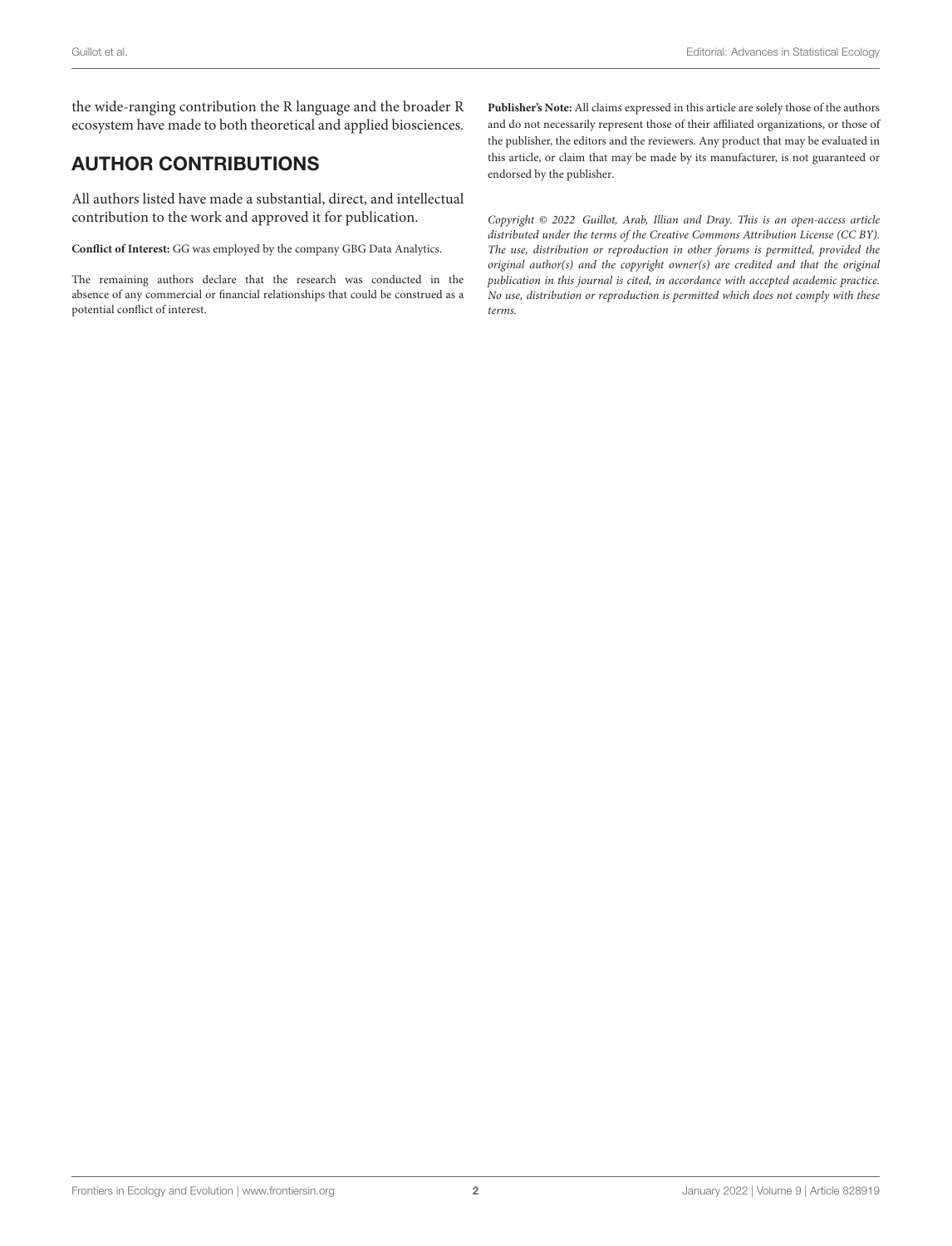the wide-ranging contribution the R language and the broader R ecosystem have made to both theoretical and applied biosciences.

## AUTHOR CONTRIBUTIONS

All authors listed have made a substantial, direct, and intellectual contribution to the work and approved it for publication.

**Conflict of Interest:** GG was employed by the company GBG Data Analytics.

The remaining authors declare that the research was conducted in the absence of any commercial or financial relationships that could be construed as a potential conflict of interest.

**Publisher's Note:** All claims expressed in this article are solely those of the authors and do not necessarily represent those of their affiliated organizations, or those of the publisher, the editors and the reviewers. Any product that may be evaluated in this article, or claim that may be made by its manufacturer, is not guaranteed or endorsed by the publisher.

*Copyright © 2022 Guillot, Arab, Illian and Dray. This is an open-access article distributed under the terms of the Creative Commons Attribution License (CC BY). The use, distribution or reproduction in other forums is permitted, provided the original author(s) and the copyright owner(s) are credited and that the original publication in this journal is cited, in accordance with accepted academic practice. No use, distribution or reproduction is permitted which does not comply with these terms.*